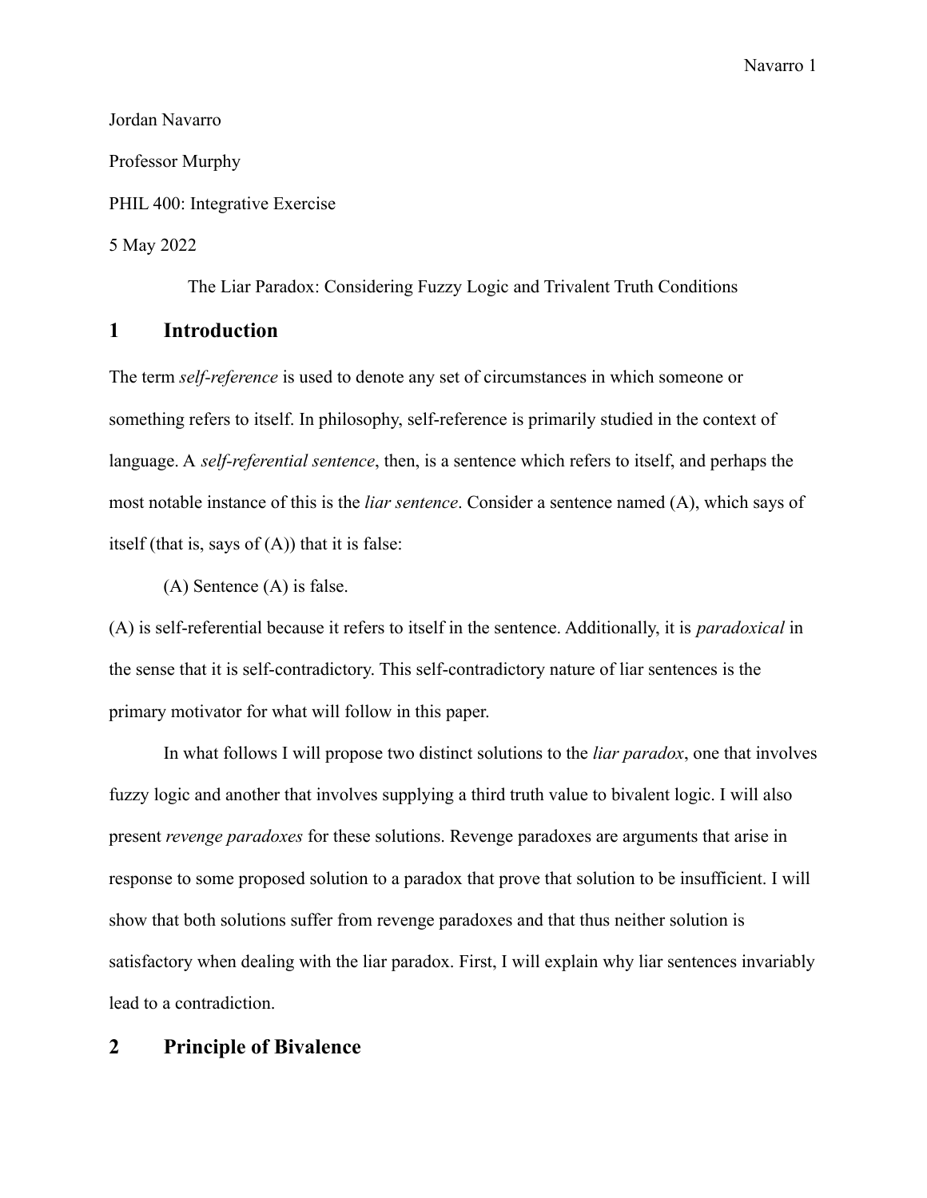Jordan Navarro

Professor Murphy

PHIL 400: Integrative Exercise

5 May 2022

The Liar Paradox: Considering Fuzzy Logic and Trivalent Truth Conditions

# 1 Introduction

The term *self-reference* is used to denote any set of circumstances in which someone or something refers to itself. In philosophy, self-reference is primarily studied in the context of language. A *self-referential sentence*, then, is a sentence which refers to itself, and perhaps the most notable instance of this is the *liar sentence*. Consider a sentence named (A), which says of itself (that is, says of (A)) that it is false:

(A) Sentence (A) is false.

(A) is self-referential because it refers to itself in the sentence. Additionally, it is *paradoxical* in the sense that it is self-contradictory. This self-contradictory nature of liar sentences is the primary motivator for what will follow in this paper.

In what follows I will propose two distinct solutions to the *liar paradox*, one that involves fuzzy logic and another that involves supplying a third truth value to bivalent logic. I will also present *revenge paradoxes* for these solutions. Revenge paradoxes are arguments that arise in response to some proposed solution to a paradox that prove that solution to be insufficient. I will show that both solutions suffer from revenge paradoxes and that thus neither solution is satisfactory when dealing with the liar paradox. First, I will explain why liar sentences invariably lead to a contradiction.

# 2 Principle of Bivalence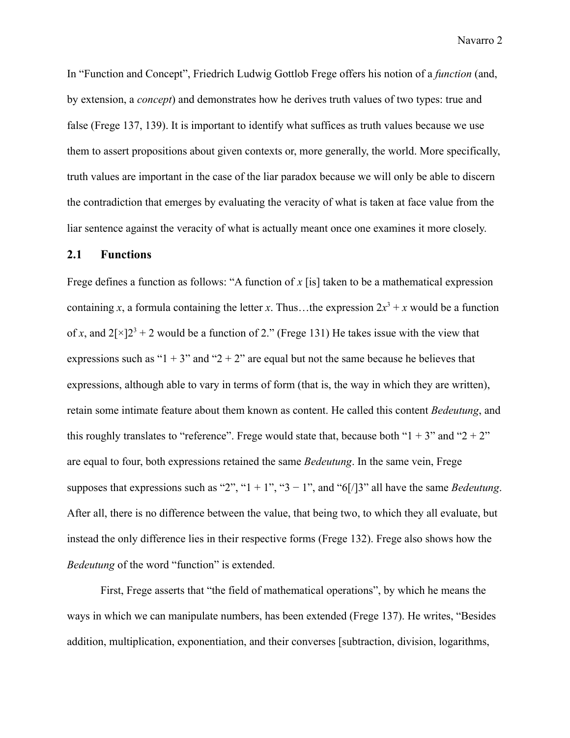In "Function and Concept", Friedrich Ludwig Gottlob Frege offers his notion of a *function* (and, by extension, a *concept*) and demonstrates how he derives truth values of two types: true and false (Frege 137, 139). It is important to identify what suffices as truth values because we use them to assert propositions about given contexts or, more generally, the world. More specifically, truth values are important in the case of the liar paradox because we will only be able to discern the contradiction that emerges by evaluating the veracity of what is taken at face value from the liar sentence against the veracity of what is actually meant once one examines it more closely.

## 2.1 Functions

Frege defines a function as follows: "A function of $x$ [is] taken to be a mathematical expression containing $x$, a formula containing the letter $x$. Thus…the expression $2x^3 + x$ would be a function of $x$, and $2[\times]2^3 + 2$ would be a function of 2." (Frege 131) He takes issue with the view that expressions such as "1 + 3" and "2 + 2" are equal but not the same because he believes that expressions, although able to vary in terms of form (that is, the way in which they are written), retain some intimate feature about them known as content. He called this content *Bedeutung*, and this roughly translates to "reference". Frege would state that, because both "1 + 3" and "2 + 2" are equal to four, both expressions retained the same *Bedeutung*. In the same vein, Frege supposes that expressions such as "2", "1 + 1", "3 − 1", and "6[/]3" all have the same *Bedeutung*. After all, there is no difference between the value, that being two, to which they all evaluate, but instead the only difference lies in their respective forms (Frege 132). Frege also shows how the *Bedeutung* of the word "function" is extended.

First, Frege asserts that "the field of mathematical operations", by which he means the ways in which we can manipulate numbers, has been extended (Frege 137). He writes, "Besides addition, multiplication, exponentiation, and their converses [subtraction, division, logarithms,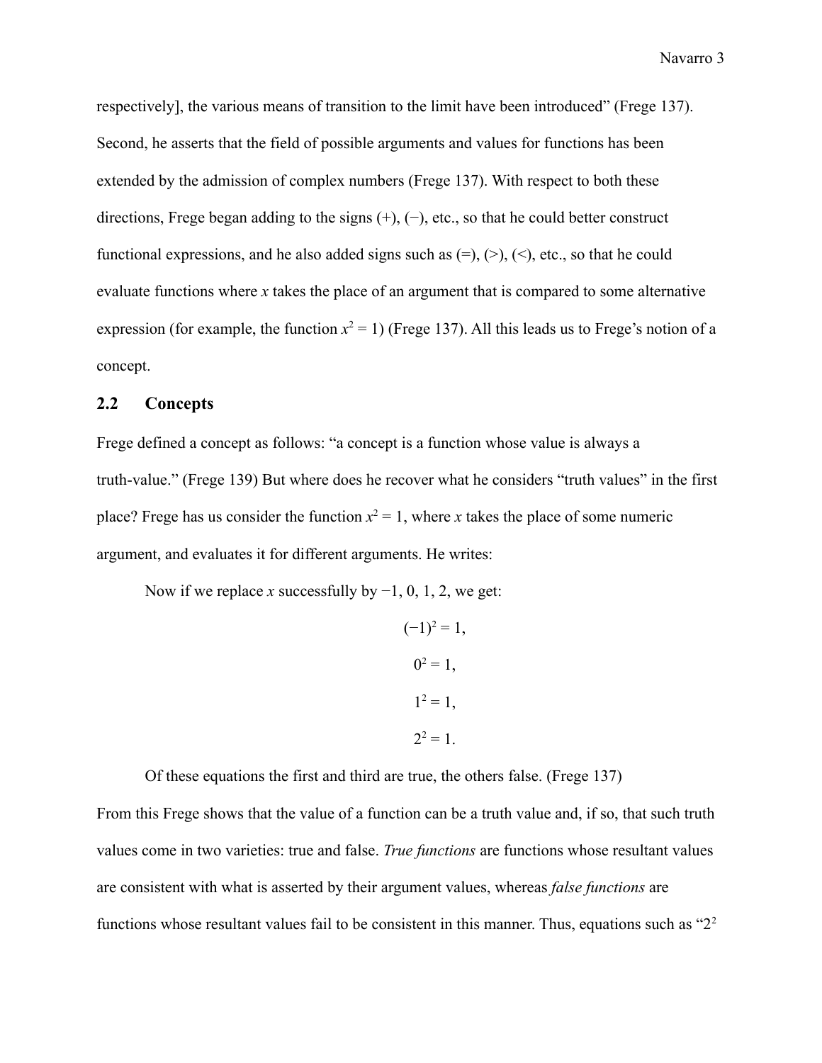respectively], the various means of transition to the limit have been introduced" (Frege 137). Second, he asserts that the field of possible arguments and values for functions has been extended by the admission of complex numbers (Frege 137). With respect to both these directions, Frege began adding to the signs (+), (−), etc., so that he could better construct functional expressions, and he also added signs such as (=), (>), (<), etc., so that he could evaluate functions where *x* takes the place of an argument that is compared to some alternative expression (for example, the function $x^2 = 1$) (Frege 137). All this leads us to Frege's notion of a concept.

## 2.2 Concepts

Frege defined a concept as follows: "a concept is a function whose value is always a truth-value." (Frege 139) But where does he recover what he considers "truth values" in the first place? Frege has us consider the function $x^2 = 1$, where *x* takes the place of some numeric argument, and evaluates it for different arguments. He writes:

> Now if we replace *x* successfully by −1, 0, 1, 2, we get:
>
> $$(-1)^2 = 1,$$
>
> $$0^2 = 1,$$
>
> $$1^2 = 1,$$
>
> $$2^2 = 1.$$
>
> Of these equations the first and third are true, the others false. (Frege 137)

From this Frege shows that the value of a function can be a truth value and, if so, that such truth values come in two varieties: true and false. *True functions* are functions whose resultant values are consistent with what is asserted by their argument values, whereas *false functions* are functions whose resultant values fail to be consistent in this manner. Thus, equations such as "$2^2$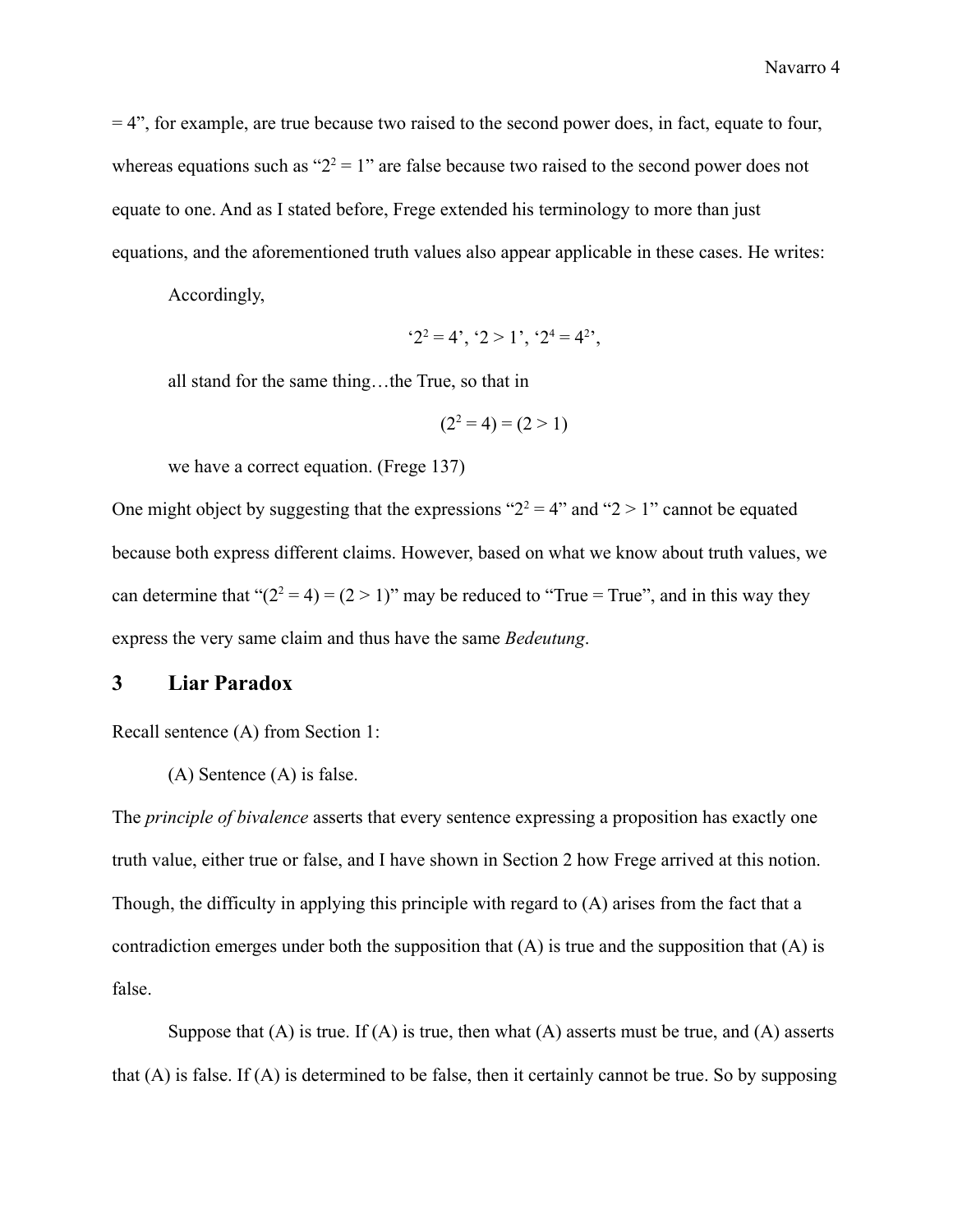= 4”, for example, are true because two raised to the second power does, in fact, equate to four, whereas equations such as “$2^2 = 1$” are false because two raised to the second power does not equate to one. And as I stated before, Frege extended his terminology to more than just equations, and the aforementioned truth values also appear applicable in these cases. He writes:

> Accordingly,
>
> $$‘2^2 = 4’, ‘2 > 1’, ‘2^4 = 4^2’,$$
>
> all stand for the same thing…the True, so that in
>
> $$(2^2 = 4) = (2 > 1)$$
>
> we have a correct equation. (Frege 137)

One might object by suggesting that the expressions “$2^2 = 4$” and “$2 > 1$” cannot be equated because both express different claims. However, based on what we know about truth values, we can determine that “$(2^2 = 4) = (2 > 1)$” may be reduced to “True = True”, and in this way they express the very same claim and thus have the same *Bedeutung*.

## 3 Liar Paradox

Recall sentence (A) from Section 1:

> (A) Sentence (A) is false.

The *principle of bivalence* asserts that every sentence expressing a proposition has exactly one truth value, either true or false, and I have shown in Section 2 how Frege arrived at this notion. Though, the difficulty in applying this principle with regard to (A) arises from the fact that a contradiction emerges under both the supposition that (A) is true and the supposition that (A) is false.

Suppose that (A) is true. If (A) is true, then what (A) asserts must be true, and (A) asserts that (A) is false. If (A) is determined to be false, then it certainly cannot be true. So by supposing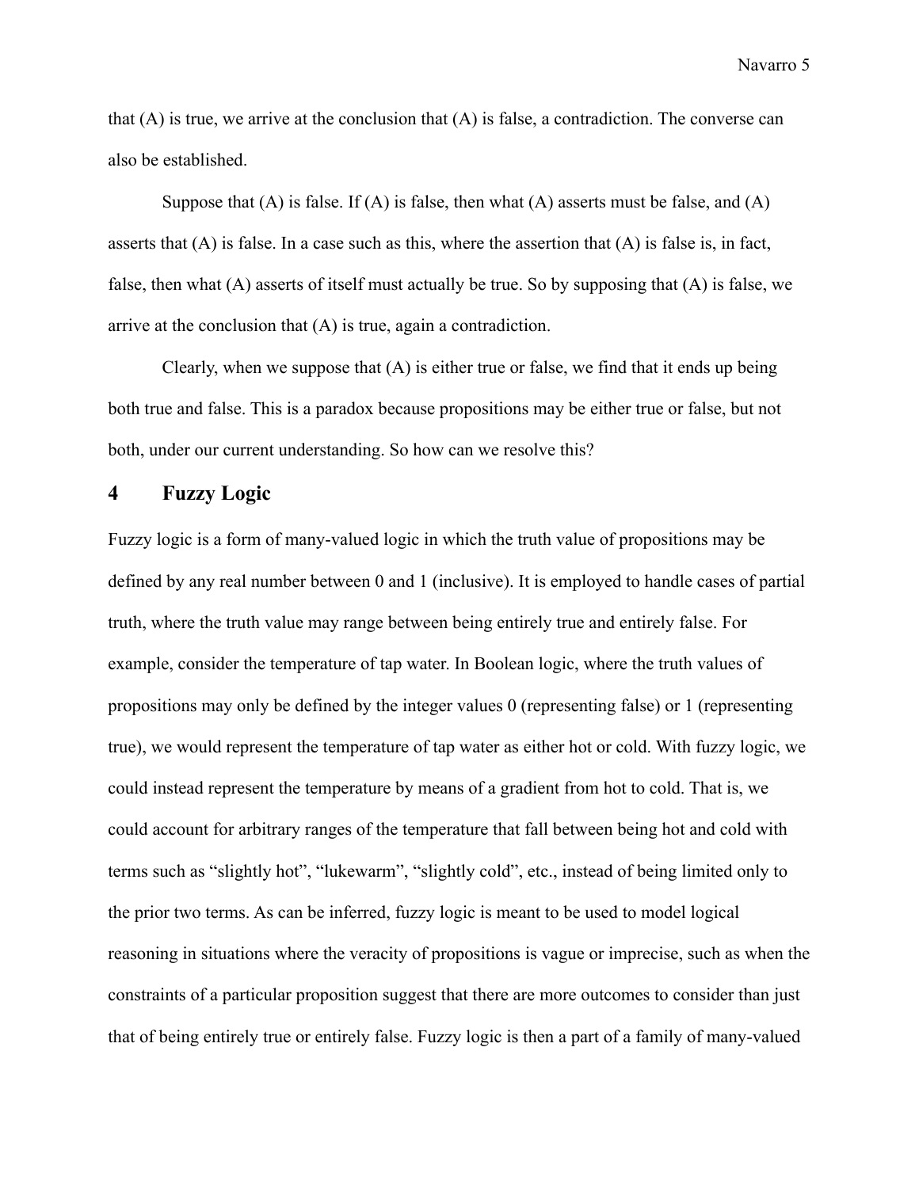that (A) is true, we arrive at the conclusion that (A) is false, a contradiction. The converse can also be established.

Suppose that (A) is false. If (A) is false, then what (A) asserts must be false, and (A) asserts that (A) is false. In a case such as this, where the assertion that (A) is false is, in fact, false, then what (A) asserts of itself must actually be true. So by supposing that (A) is false, we arrive at the conclusion that (A) is true, again a contradiction.

Clearly, when we suppose that (A) is either true or false, we find that it ends up being both true and false. This is a paradox because propositions may be either true or false, but not both, under our current understanding. So how can we resolve this?

## 4 Fuzzy Logic

Fuzzy logic is a form of many-valued logic in which the truth value of propositions may be defined by any real number between 0 and 1 (inclusive). It is employed to handle cases of partial truth, where the truth value may range between being entirely true and entirely false. For example, consider the temperature of tap water. In Boolean logic, where the truth values of propositions may only be defined by the integer values 0 (representing false) or 1 (representing true), we would represent the temperature of tap water as either hot or cold. With fuzzy logic, we could instead represent the temperature by means of a gradient from hot to cold. That is, we could account for arbitrary ranges of the temperature that fall between being hot and cold with terms such as “slightly hot”, “lukewarm”, “slightly cold”, etc., instead of being limited only to the prior two terms. As can be inferred, fuzzy logic is meant to be used to model logical reasoning in situations where the veracity of propositions is vague or imprecise, such as when the constraints of a particular proposition suggest that there are more outcomes to consider than just that of being entirely true or entirely false. Fuzzy logic is then a part of a family of many-valued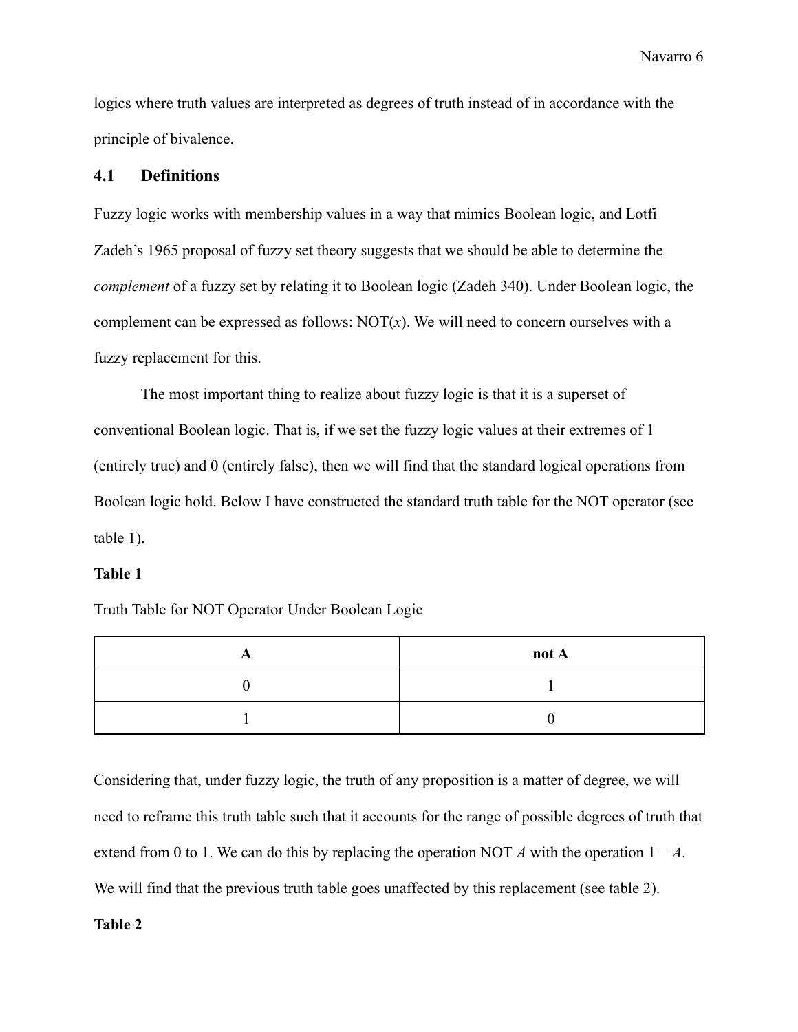logics where truth values are interpreted as degrees of truth instead of in accordance with the principle of bivalence.

## 4.1 Definitions

Fuzzy logic works with membership values in a way that mimics Boolean logic, and Lotfi Zadeh's 1965 proposal of fuzzy set theory suggests that we should be able to determine the *complement* of a fuzzy set by relating it to Boolean logic (Zadeh 340). Under Boolean logic, the complement can be expressed as follows: NOT($x$). We will need to concern ourselves with a fuzzy replacement for this.

The most important thing to realize about fuzzy logic is that it is a superset of conventional Boolean logic. That is, if we set the fuzzy logic values at their extremes of 1 (entirely true) and 0 (entirely false), then we will find that the standard logical operations from Boolean logic hold. Below I have constructed the standard truth table for the NOT operator (see table 1).

**Table 1**

Truth Table for NOT Operator Under Boolean Logic

| A | not A |
|---|---|
| 0 | 1 |
| 1 | 0 |

Considering that, under fuzzy logic, the truth of any proposition is a matter of degree, we will need to reframe this truth table such that it accounts for the range of possible degrees of truth that extend from 0 to 1. We can do this by replacing the operation NOT $A$ with the operation $1 - A$. We will find that the previous truth table goes unaffected by this replacement (see table 2).

**Table 2**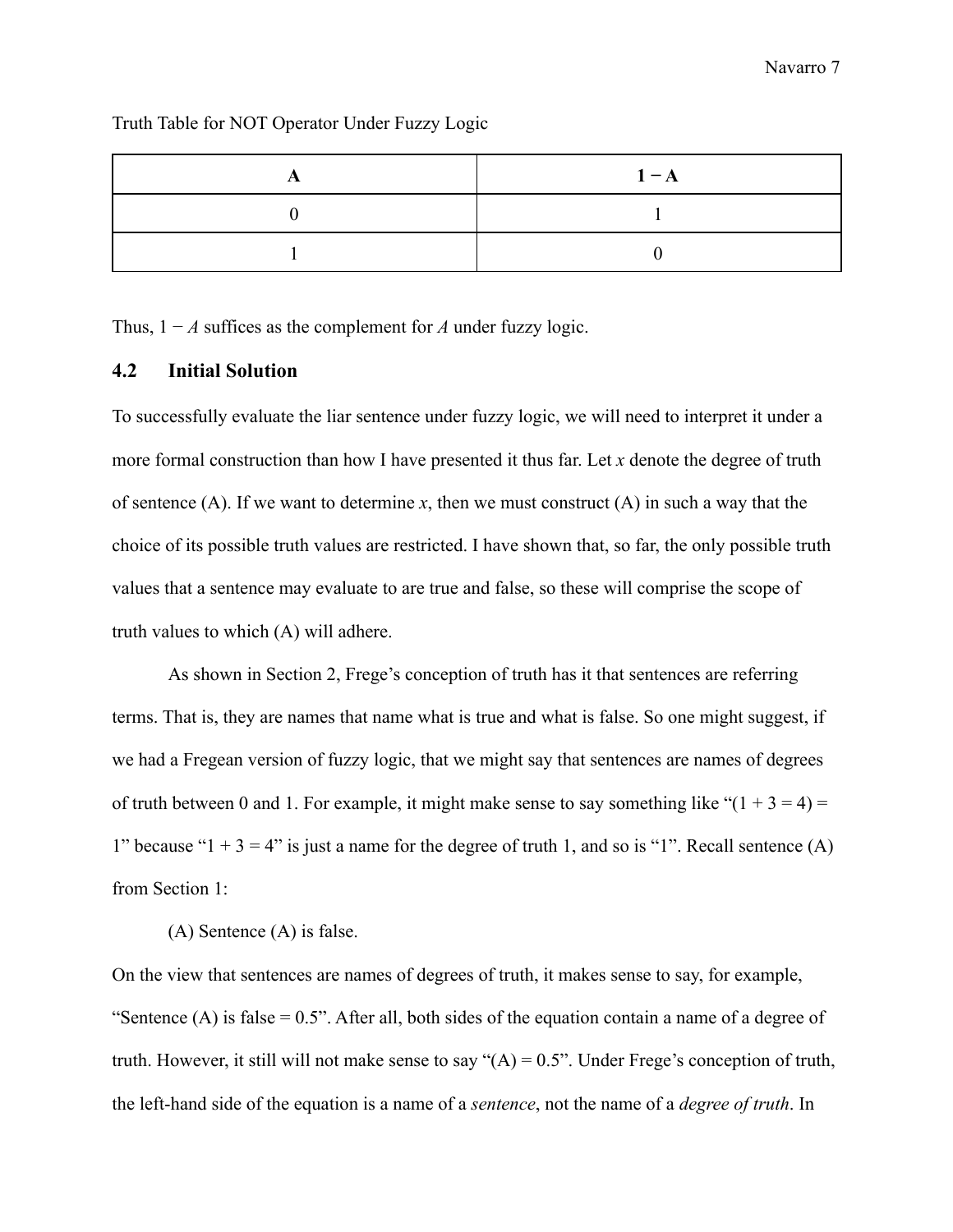Truth Table for NOT Operator Under Fuzzy Logic

| **A** | **1 − A** |
|---|---|
| 0 | 1 |
| 1 | 0 |

Thus, $1 - A$ suffices as the complement for $A$ under fuzzy logic.

### 4.2 Initial Solution

To successfully evaluate the liar sentence under fuzzy logic, we will need to interpret it under a more formal construction than how I have presented it thus far. Let $x$ denote the degree of truth of sentence (A). If we want to determine $x$, then we must construct (A) in such a way that the choice of its possible truth values are restricted. I have shown that, so far, the only possible truth values that a sentence may evaluate to are true and false, so these will comprise the scope of truth values to which (A) will adhere.

As shown in Section 2, Frege's conception of truth has it that sentences are referring terms. That is, they are names that name what is true and what is false. So one might suggest, if we had a Fregean version of fuzzy logic, that we might say that sentences are names of degrees of truth between 0 and 1. For example, it might make sense to say something like "(1 + 3 = 4) = 1" because "1 + 3 = 4" is just a name for the degree of truth 1, and so is "1". Recall sentence (A) from Section 1:

(A) Sentence (A) is false.

On the view that sentences are names of degrees of truth, it makes sense to say, for example, "Sentence (A) is false = 0.5". After all, both sides of the equation contain a name of a degree of truth. However, it still will not make sense to say "(A) = 0.5". Under Frege's conception of truth, the left-hand side of the equation is a name of a *sentence*, not the name of a *degree of truth*. In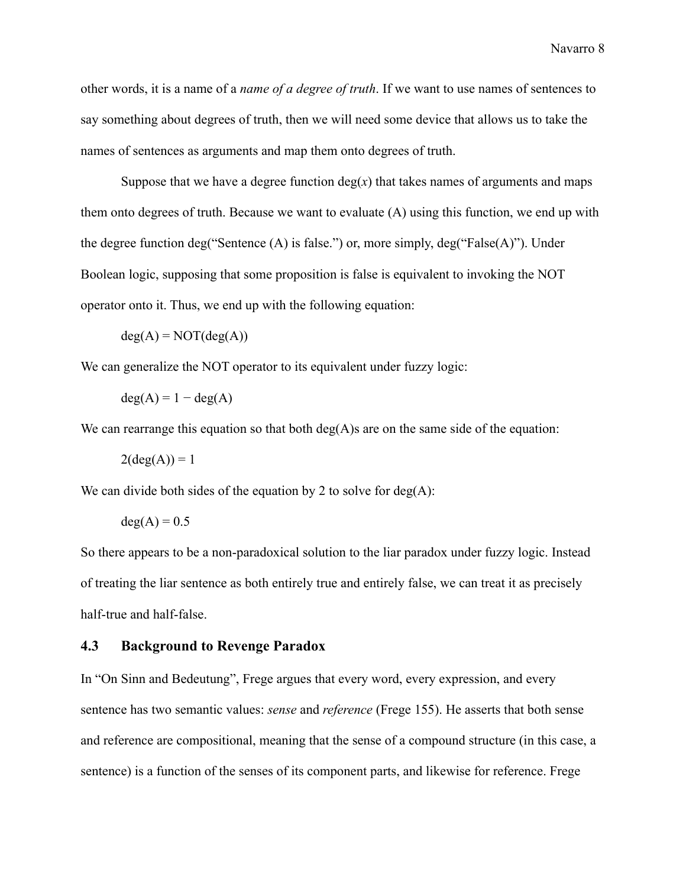other words, it is a name of a *name of a degree of truth*. If we want to use names of sentences to say something about degrees of truth, then we will need some device that allows us to take the names of sentences as arguments and map them onto degrees of truth.

Suppose that we have a degree function deg($x$) that takes names of arguments and maps them onto degrees of truth. Because we want to evaluate (A) using this function, we end up with the degree function deg("Sentence (A) is false.") or, more simply, deg("False(A)"). Under Boolean logic, supposing that some proposition is false is equivalent to invoking the NOT operator onto it. Thus, we end up with the following equation:

$$\mathrm{deg}(A) = \mathrm{NOT}(\mathrm{deg}(A))$$

We can generalize the NOT operator to its equivalent under fuzzy logic:

$$\mathrm{deg}(A) = 1 - \mathrm{deg}(A)$$

We can rearrange this equation so that both deg(A)s are on the same side of the equation:

$$2(\mathrm{deg}(A)) = 1$$

We can divide both sides of the equation by 2 to solve for deg(A):

$$\mathrm{deg}(A) = 0.5$$

So there appears to be a non-paradoxical solution to the liar paradox under fuzzy logic. Instead of treating the liar sentence as both entirely true and entirely false, we can treat it as precisely half-true and half-false.

## 4.3 Background to Revenge Paradox

In "On Sinn and Bedeutung", Frege argues that every word, every expression, and every sentence has two semantic values: *sense* and *reference* (Frege 155). He asserts that both sense and reference are compositional, meaning that the sense of a compound structure (in this case, a sentence) is a function of the senses of its component parts, and likewise for reference. Frege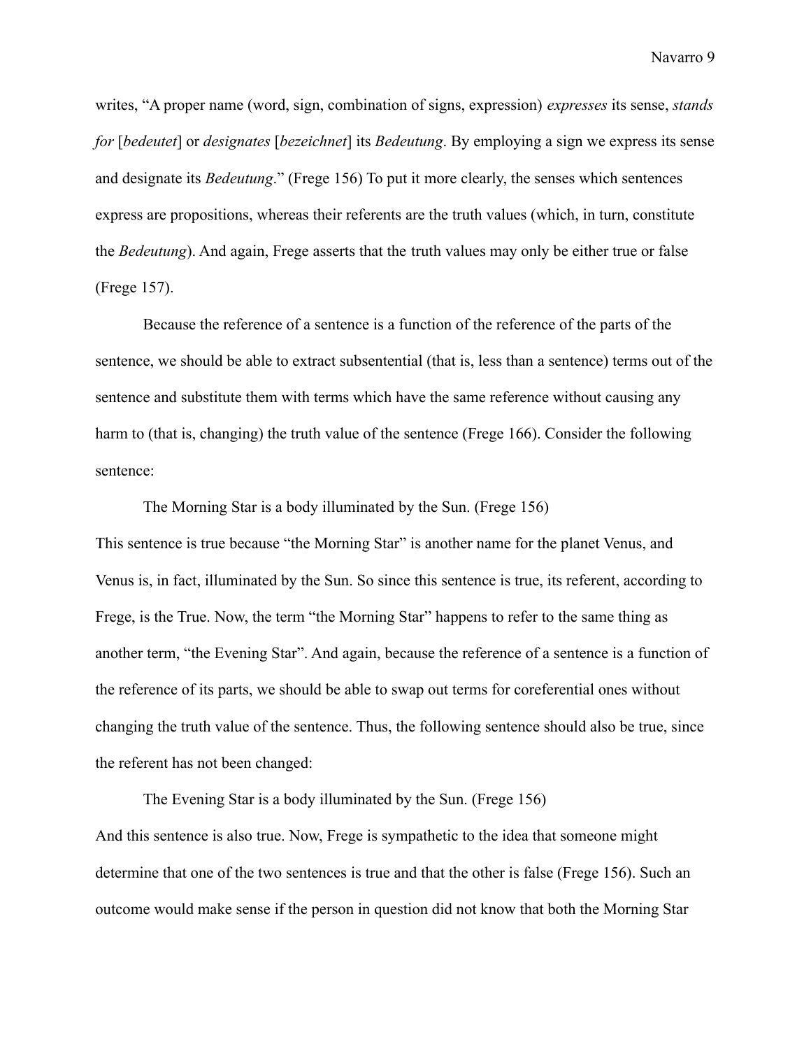writes, "A proper name (word, sign, combination of signs, expression) *expresses* its sense, *stands for* [*bedeutet*] or *designates* [*bezeichnet*] its *Bedeutung*. By employing a sign we express its sense and designate its *Bedeutung*." (Frege 156) To put it more clearly, the senses which sentences express are propositions, whereas their referents are the truth values (which, in turn, constitute the *Bedeutung*). And again, Frege asserts that the truth values may only be either true or false (Frege 157).

Because the reference of a sentence is a function of the reference of the parts of the sentence, we should be able to extract subsentential (that is, less than a sentence) terms out of the sentence and substitute them with terms which have the same reference without causing any harm to (that is, changing) the truth value of the sentence (Frege 166). Consider the following sentence:

> The Morning Star is a body illuminated by the Sun. (Frege 156)

This sentence is true because "the Morning Star" is another name for the planet Venus, and Venus is, in fact, illuminated by the Sun. So since this sentence is true, its referent, according to Frege, is the True. Now, the term "the Morning Star" happens to refer to the same thing as another term, "the Evening Star". And again, because the reference of a sentence is a function of the reference of its parts, we should be able to swap out terms for coreferential ones without changing the truth value of the sentence. Thus, the following sentence should also be true, since the referent has not been changed:

> The Evening Star is a body illuminated by the Sun. (Frege 156)

And this sentence is also true. Now, Frege is sympathetic to the idea that someone might determine that one of the two sentences is true and that the other is false (Frege 156). Such an outcome would make sense if the person in question did not know that both the Morning Star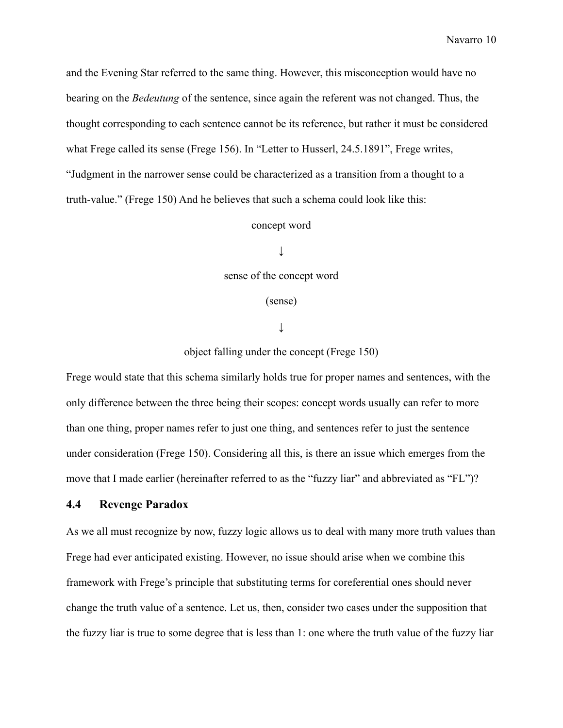and the Evening Star referred to the same thing. However, this misconception would have no bearing on the *Bedeutung* of the sentence, since again the referent was not changed. Thus, the thought corresponding to each sentence cannot be its reference, but rather it must be considered what Frege called its sense (Frege 156). In "Letter to Husserl, 24.5.1891", Frege writes, "Judgment in the narrower sense could be characterized as a transition from a thought to a truth-value." (Frege 150) And he believes that such a schema could look like this:

concept word

↓

sense of the concept word

(sense)

↓

object falling under the concept (Frege 150)

Frege would state that this schema similarly holds true for proper names and sentences, with the only difference between the three being their scopes: concept words usually can refer to more than one thing, proper names refer to just one thing, and sentences refer to just the sentence under consideration (Frege 150). Considering all this, is there an issue which emerges from the move that I made earlier (hereinafter referred to as the "fuzzy liar" and abbreviated as "FL")?

### 4.4 Revenge Paradox

As we all must recognize by now, fuzzy logic allows us to deal with many more truth values than Frege had ever anticipated existing. However, no issue should arise when we combine this framework with Frege's principle that substituting terms for coreferential ones should never change the truth value of a sentence. Let us, then, consider two cases under the supposition that the fuzzy liar is true to some degree that is less than 1: one where the truth value of the fuzzy liar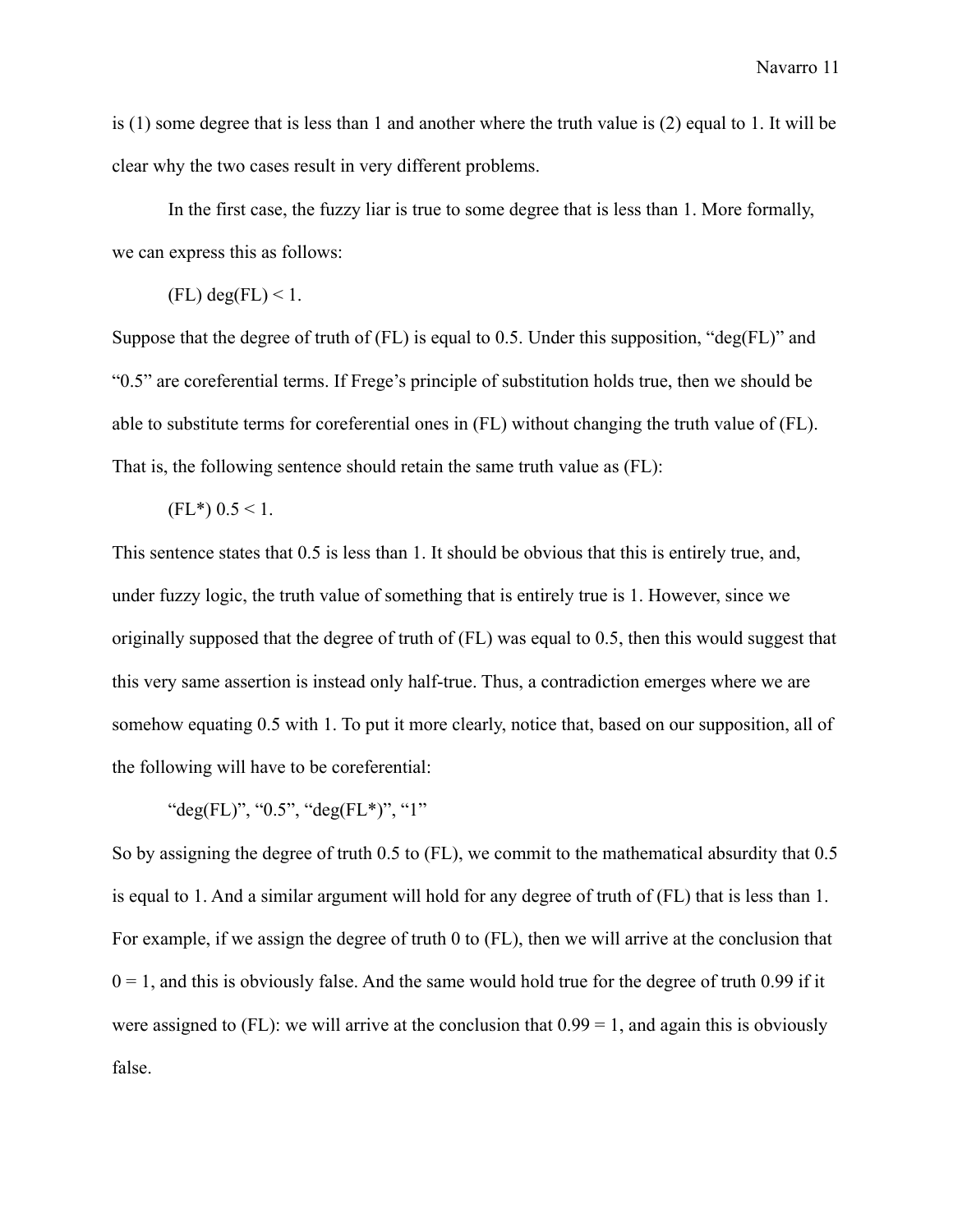is (1) some degree that is less than 1 and another where the truth value is (2) equal to 1. It will be clear why the two cases result in very different problems.

In the first case, the fuzzy liar is true to some degree that is less than 1. More formally, we can express this as follows:

(FL) $\deg(\text{FL}) < 1$.

Suppose that the degree of truth of (FL) is equal to 0.5. Under this supposition, "deg(FL)" and "0.5" are coreferential terms. If Frege's principle of substitution holds true, then we should be able to substitute terms for coreferential ones in (FL) without changing the truth value of (FL). That is, the following sentence should retain the same truth value as (FL):

(FL*) $0.5 < 1$.

This sentence states that 0.5 is less than 1. It should be obvious that this is entirely true, and, under fuzzy logic, the truth value of something that is entirely true is 1. However, since we originally supposed that the degree of truth of (FL) was equal to 0.5, then this would suggest that this very same assertion is instead only half-true. Thus, a contradiction emerges where we are somehow equating 0.5 with 1. To put it more clearly, notice that, based on our supposition, all of the following will have to be coreferential:

"deg(FL)", "0.5", "deg(FL*)", "1"

So by assigning the degree of truth 0.5 to (FL), we commit to the mathematical absurdity that 0.5 is equal to 1. And a similar argument will hold for any degree of truth of (FL) that is less than 1. For example, if we assign the degree of truth 0 to (FL), then we will arrive at the conclusion that $0 = 1$, and this is obviously false. And the same would hold true for the degree of truth 0.99 if it were assigned to (FL): we will arrive at the conclusion that $0.99 = 1$, and again this is obviously false.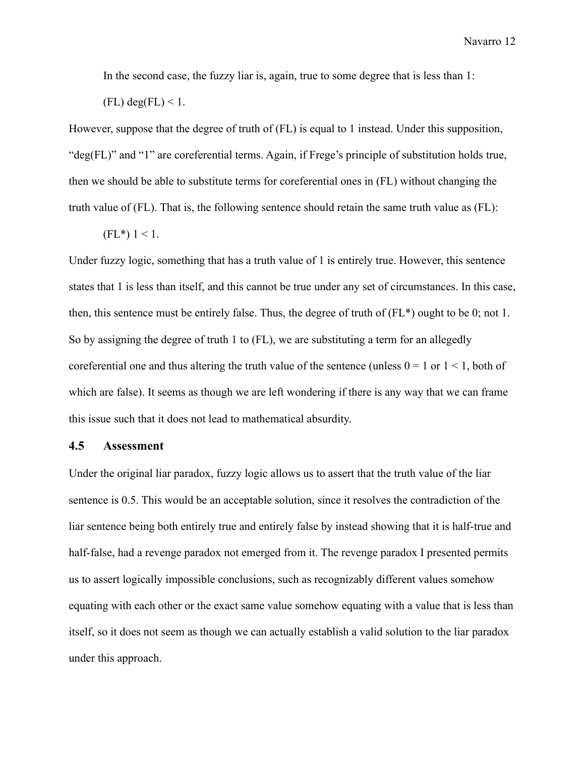In the second case, the fuzzy liar is, again, true to some degree that is less than 1:

(FL) $\deg(FL) < 1$.

However, suppose that the degree of truth of (FL) is equal to 1 instead. Under this supposition, "deg(FL)" and "1" are coreferential terms. Again, if Frege's principle of substitution holds true, then we should be able to substitute terms for coreferential ones in (FL) without changing the truth value of (FL). That is, the following sentence should retain the same truth value as (FL):

(FL*) $1 < 1$.

Under fuzzy logic, something that has a truth value of 1 is entirely true. However, this sentence states that 1 is less than itself, and this cannot be true under any set of circumstances. In this case, then, this sentence must be entirely false. Thus, the degree of truth of (FL*) ought to be 0; not 1. So by assigning the degree of truth 1 to (FL), we are substituting a term for an allegedly coreferential one and thus altering the truth value of the sentence (unless $0 = 1$ or $1 < 1$, both of which are false). It seems as though we are left wondering if there is any way that we can frame this issue such that it does not lead to mathematical absurdity.

### 4.5 Assessment

Under the original liar paradox, fuzzy logic allows us to assert that the truth value of the liar sentence is 0.5. This would be an acceptable solution, since it resolves the contradiction of the liar sentence being both entirely true and entirely false by instead showing that it is half-true and half-false, had a revenge paradox not emerged from it. The revenge paradox I presented permits us to assert logically impossible conclusions, such as recognizably different values somehow equating with each other or the exact same value somehow equating with a value that is less than itself, so it does not seem as though we can actually establish a valid solution to the liar paradox under this approach.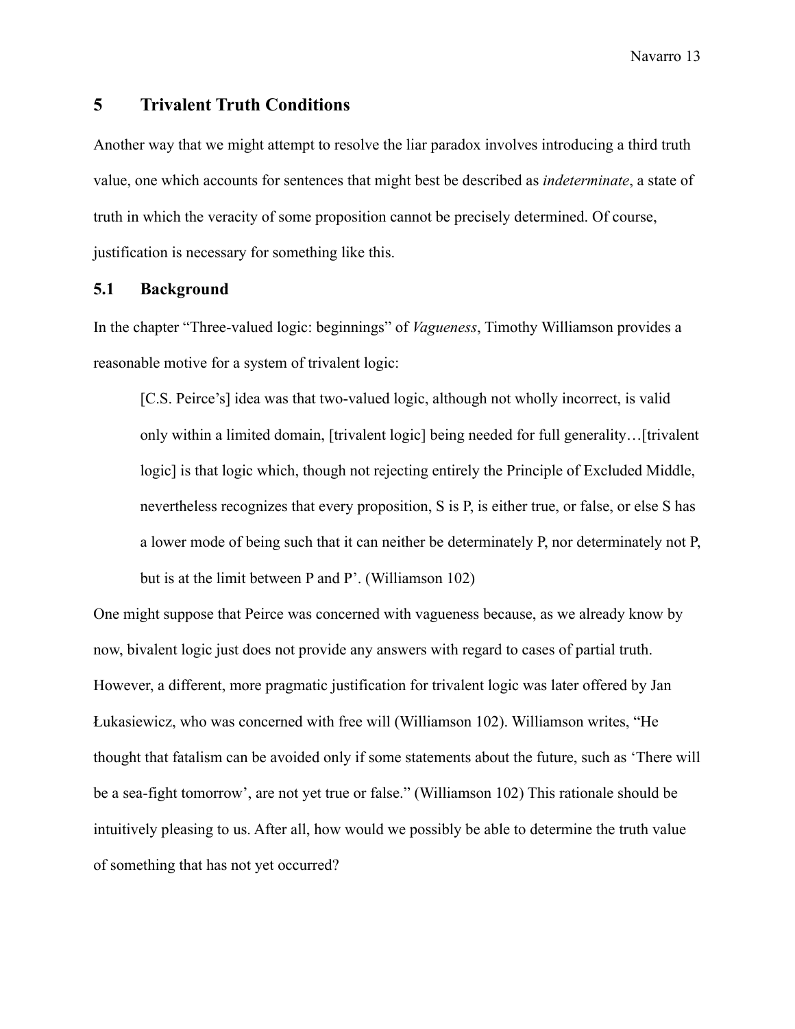## 5 Trivalent Truth Conditions

Another way that we might attempt to resolve the liar paradox involves introducing a third truth value, one which accounts for sentences that might best be described as *indeterminate*, a state of truth in which the veracity of some proposition cannot be precisely determined. Of course, justification is necessary for something like this.

### 5.1 Background

In the chapter "Three-valued logic: beginnings" of *Vagueness*, Timothy Williamson provides a reasonable motive for a system of trivalent logic:

> [C.S. Peirce's] idea was that two-valued logic, although not wholly incorrect, is valid only within a limited domain, [trivalent logic] being needed for full generality…[trivalent logic] is that logic which, though not rejecting entirely the Principle of Excluded Middle, nevertheless recognizes that every proposition, S is P, is either true, or false, or else S has a lower mode of being such that it can neither be determinately P, nor determinately not P, but is at the limit between P and P'. (Williamson 102)

One might suppose that Peirce was concerned with vagueness because, as we already know by now, bivalent logic just does not provide any answers with regard to cases of partial truth. However, a different, more pragmatic justification for trivalent logic was later offered by Jan Łukasiewicz, who was concerned with free will (Williamson 102). Williamson writes, "He thought that fatalism can be avoided only if some statements about the future, such as 'There will be a sea-fight tomorrow', are not yet true or false." (Williamson 102) This rationale should be intuitively pleasing to us. After all, how would we possibly be able to determine the truth value of something that has not yet occurred?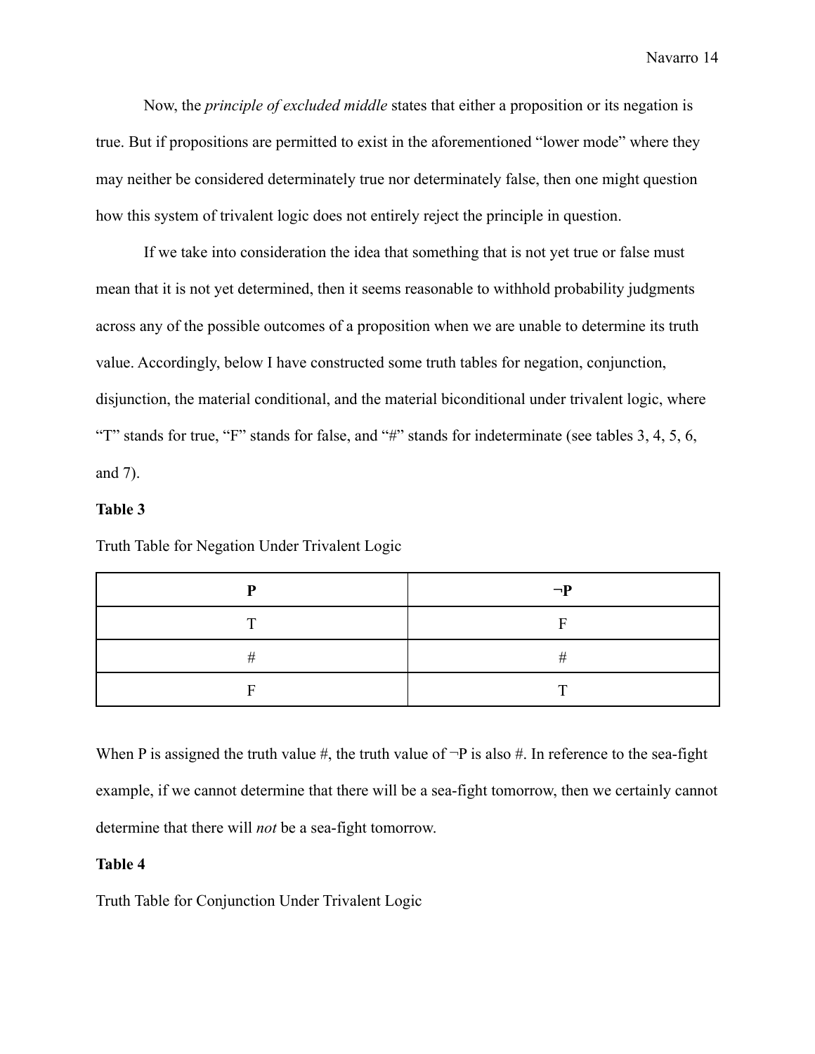Now, the *principle of excluded middle* states that either a proposition or its negation is true. But if propositions are permitted to exist in the aforementioned “lower mode” where they may neither be considered determinately true nor determinately false, then one might question how this system of trivalent logic does not entirely reject the principle in question.

If we take into consideration the idea that something that is not yet true or false must mean that it is not yet determined, then it seems reasonable to withhold probability judgments across any of the possible outcomes of a proposition when we are unable to determine its truth value. Accordingly, below I have constructed some truth tables for negation, conjunction, disjunction, the material conditional, and the material biconditional under trivalent logic, where “T” stands for true, “F” stands for false, and “#” stands for indeterminate (see tables 3, 4, 5, 6, and 7).

**Table 3**

Truth Table for Negation Under Trivalent Logic

| **P** | **¬P** |
|---|---|
| T | F |
| # | # |
| F | T |

When P is assigned the truth value #, the truth value of ¬P is also #. In reference to the sea-fight example, if we cannot determine that there will be a sea-fight tomorrow, then we certainly cannot determine that there will *not* be a sea-fight tomorrow.

**Table 4**

Truth Table for Conjunction Under Trivalent Logic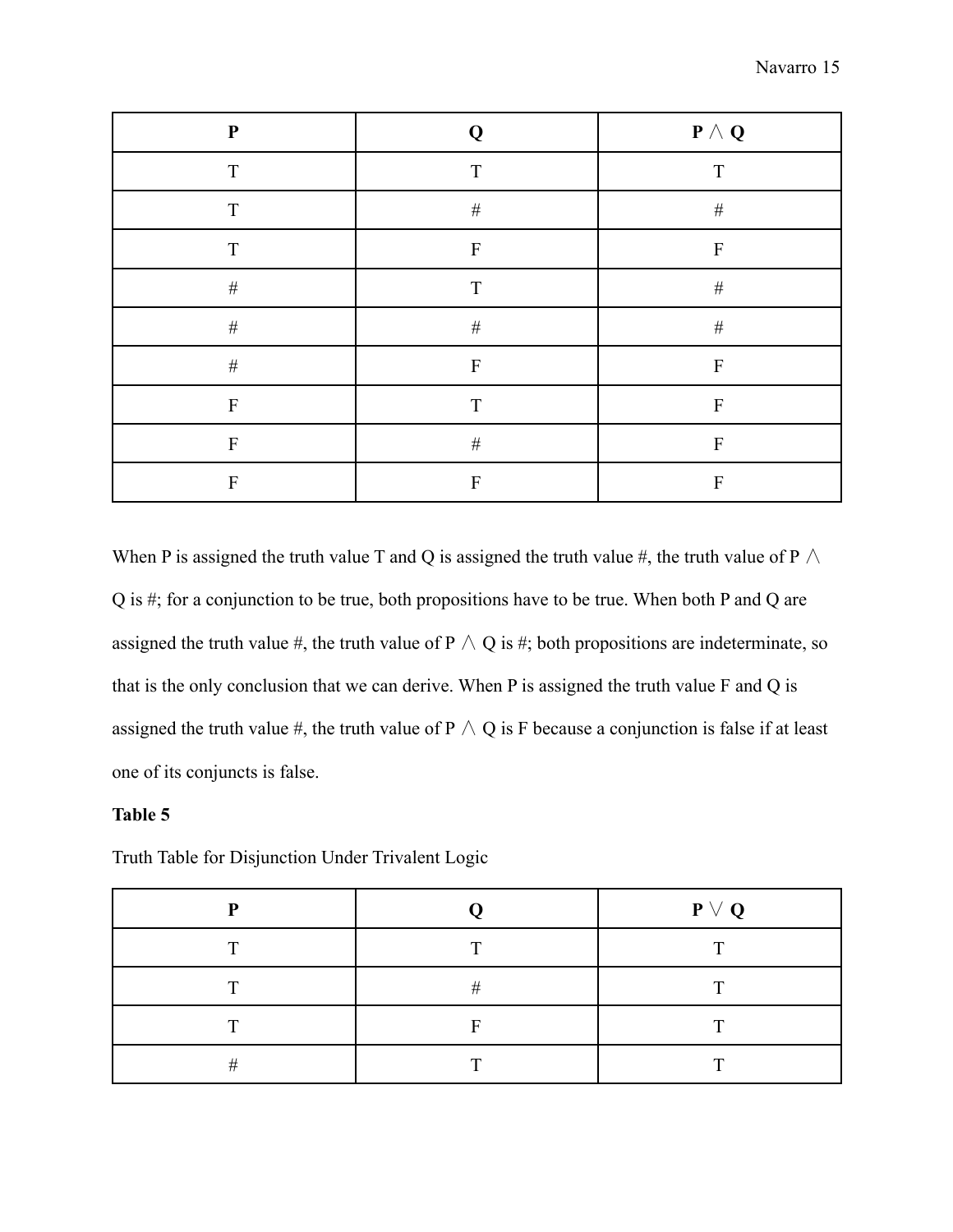| P | Q | P ∧ Q |
|---|---|---|
| T | T | T |
| T | # | # |
| T | F | F |
| # | T | # |
| # | # | # |
| # | F | F |
| F | T | F |
| F | # | F |
| F | F | F |

When P is assigned the truth value T and Q is assigned the truth value #, the truth value of P ∧ Q is #; for a conjunction to be true, both propositions have to be true. When both P and Q are assigned the truth value #, the truth value of P ∧ Q is #; both propositions are indeterminate, so that is the only conclusion that we can derive. When P is assigned the truth value F and Q is assigned the truth value #, the truth value of P ∧ Q is F because a conjunction is false if at least one of its conjuncts is false.

**Table 5**

Truth Table for Disjunction Under Trivalent Logic

| P | Q | P ∨ Q |
|---|---|---|
| T | T | T |
| T | # | T |
| T | F | T |
| # | T | T |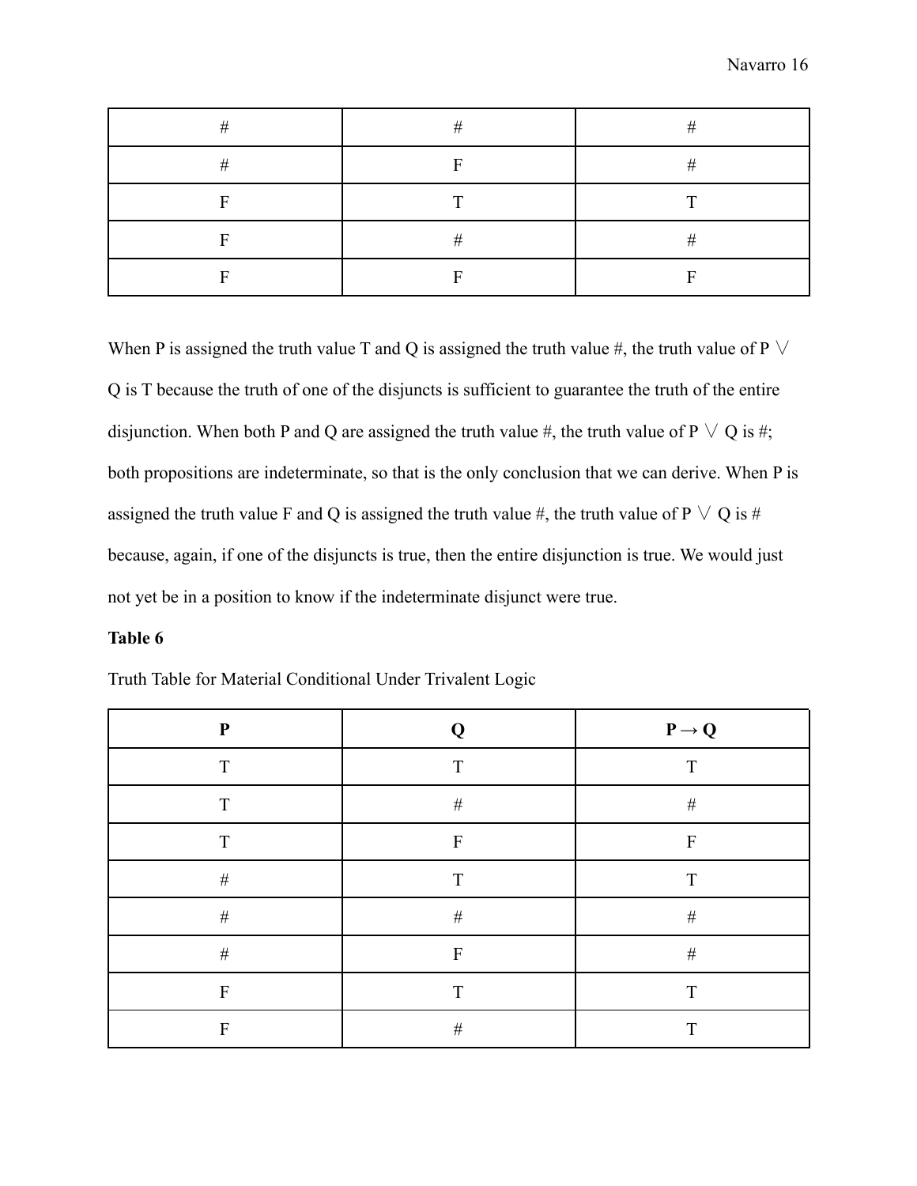| # | # | # |
|---|---|---|
| # | F | # |
| F | T | T |
| F | # | # |
| F | F | F |

When P is assigned the truth value T and Q is assigned the truth value #, the truth value of P ∨ Q is T because the truth of one of the disjuncts is sufficient to guarantee the truth of the entire disjunction. When both P and Q are assigned the truth value #, the truth value of P ∨ Q is #; both propositions are indeterminate, so that is the only conclusion that we can derive. When P is assigned the truth value F and Q is assigned the truth value #, the truth value of P ∨ Q is # because, again, if one of the disjuncts is true, then the entire disjunction is true. We would just not yet be in a position to know if the indeterminate disjunct were true.

**Table 6**

Truth Table for Material Conditional Under Trivalent Logic

| **P** | **Q** | **P → Q** |
|---|---|---|
| T | T | T |
| T | # | # |
| T | F | F |
| # | T | T |
| # | # | # |
| # | F | # |
| F | T | T |
| F | # | T |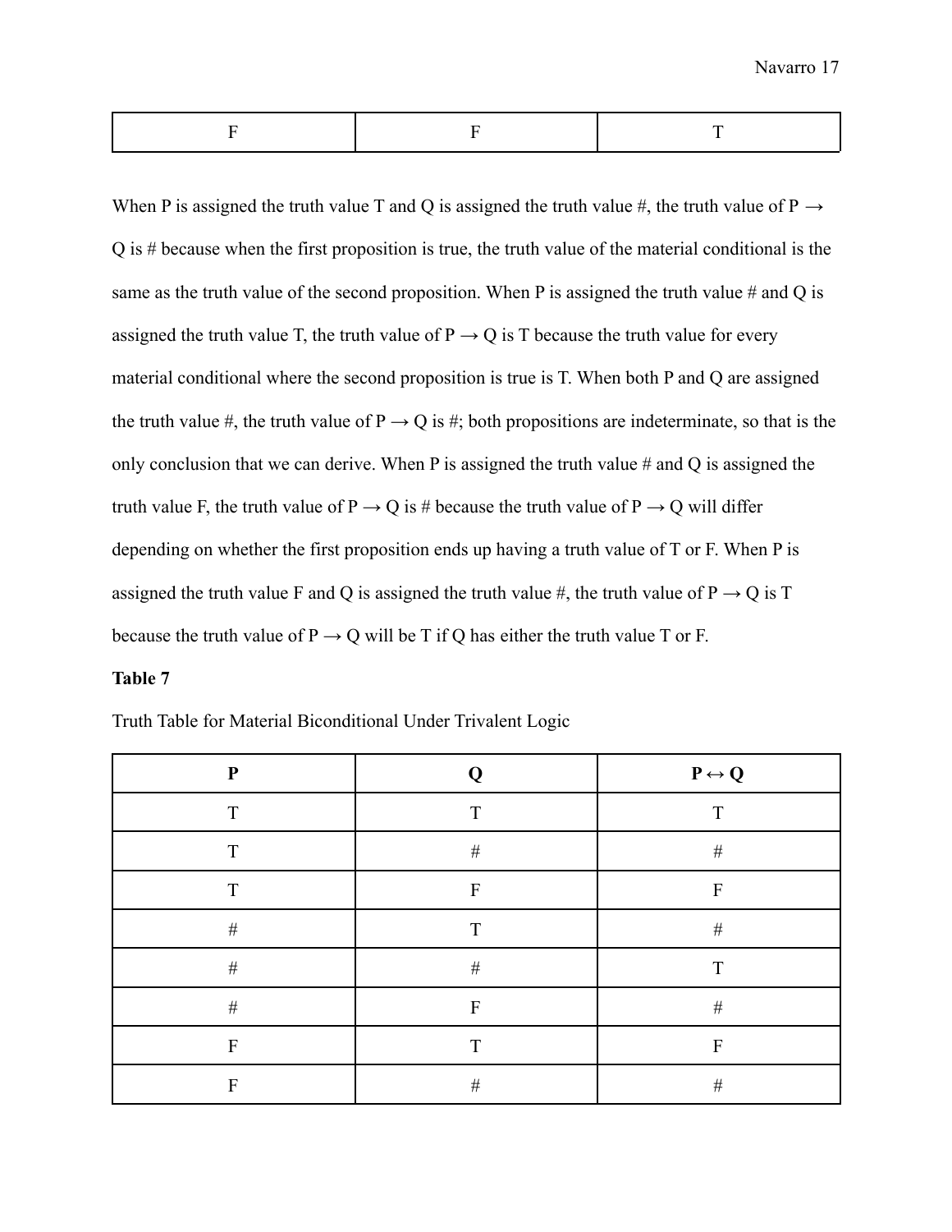| F | F | T |
|---|---|---|

When P is assigned the truth value T and Q is assigned the truth value #, the truth value of P → Q is # because when the first proposition is true, the truth value of the material conditional is the same as the truth value of the second proposition. When P is assigned the truth value # and Q is assigned the truth value T, the truth value of P → Q is T because the truth value for every material conditional where the second proposition is true is T. When both P and Q are assigned the truth value #, the truth value of P → Q is #; both propositions are indeterminate, so that is the only conclusion that we can derive. When P is assigned the truth value # and Q is assigned the truth value F, the truth value of P → Q is # because the truth value of P → Q will differ depending on whether the first proposition ends up having a truth value of T or F. When P is assigned the truth value F and Q is assigned the truth value #, the truth value of P → Q is T because the truth value of P → Q will be T if Q has either the truth value T or F.

**Table 7**

Truth Table for Material Biconditional Under Trivalent Logic

| **P** | **Q** | **P ↔ Q** |
|---|---|---|
| T | T | T |
| T | # | # |
| T | F | F |
| # | T | # |
| # | # | T |
| # | F | # |
| F | T | F |
| F | # | # |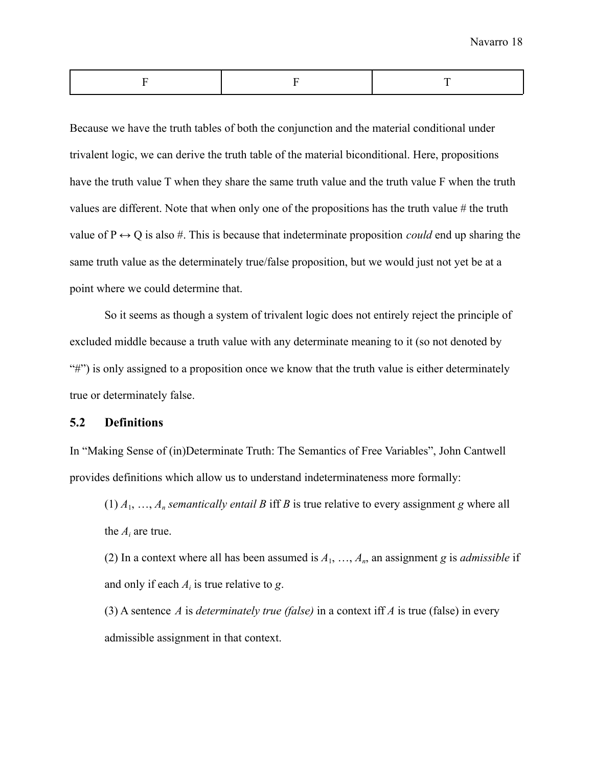| F | F | T |
|---|---|---|

Because we have the truth tables of both the conjunction and the material conditional under trivalent logic, we can derive the truth table of the material biconditional. Here, propositions have the truth value T when they share the same truth value and the truth value F when the truth values are different. Note that when only one of the propositions has the truth value # the truth value of P ↔ Q is also #. This is because that indeterminate proposition *could* end up sharing the same truth value as the determinately true/false proposition, but we would just not yet be at a point where we could determine that.

So it seems as though a system of trivalent logic does not entirely reject the principle of excluded middle because a truth value with any determinate meaning to it (so not denoted by "#") is only assigned to a proposition once we know that the truth value is either determinately true or determinately false.

## 5.2 Definitions

In "Making Sense of (in)Determinate Truth: The Semantics of Free Variables", John Cantwell provides definitions which allow us to understand indeterminateness more formally:

> (1) $A_1, \ldots, A_n$ *semantically entail B* iff *B* is true relative to every assignment *g* where all the $A_i$ are true.
>
> (2) In a context where all has been assumed is $A_1, \ldots, A_n$, an assignment *g* is *admissible* if and only if each $A_i$ is true relative to *g*.
>
> (3) A sentence *A* is *determinately true (false)* in a context iff *A* is true (false) in every admissible assignment in that context.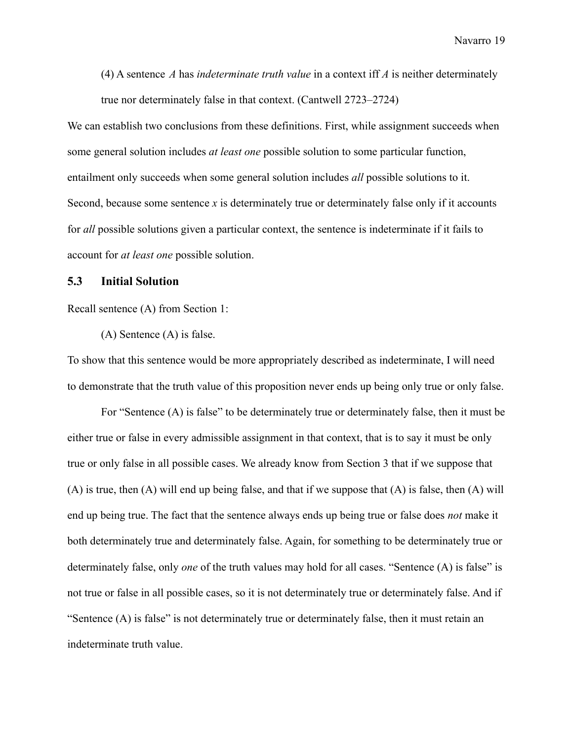> (4) A sentence *A* has *indeterminate truth value* in a context iff *A* is neither determinately true nor determinately false in that context. (Cantwell 2723–2724)

We can establish two conclusions from these definitions. First, while assignment succeeds when some general solution includes *at least one* possible solution to some particular function, entailment only succeeds when some general solution includes *all* possible solutions to it. Second, because some sentence *x* is determinately true or determinately false only if it accounts for *all* possible solutions given a particular context, the sentence is indeterminate if it fails to account for *at least one* possible solution.

### 5.3 Initial Solution

Recall sentence (A) from Section 1:

> (A) Sentence (A) is false.

To show that this sentence would be more appropriately described as indeterminate, I will need to demonstrate that the truth value of this proposition never ends up being only true or only false.

For "Sentence (A) is false" to be determinately true or determinately false, then it must be either true or false in every admissible assignment in that context, that is to say it must be only true or only false in all possible cases. We already know from Section 3 that if we suppose that (A) is true, then (A) will end up being false, and that if we suppose that (A) is false, then (A) will end up being true. The fact that the sentence always ends up being true or false does *not* make it both determinately true and determinately false. Again, for something to be determinately true or determinately false, only *one* of the truth values may hold for all cases. "Sentence (A) is false" is not true or false in all possible cases, so it is not determinately true or determinately false. And if "Sentence (A) is false" is not determinately true or determinately false, then it must retain an indeterminate truth value.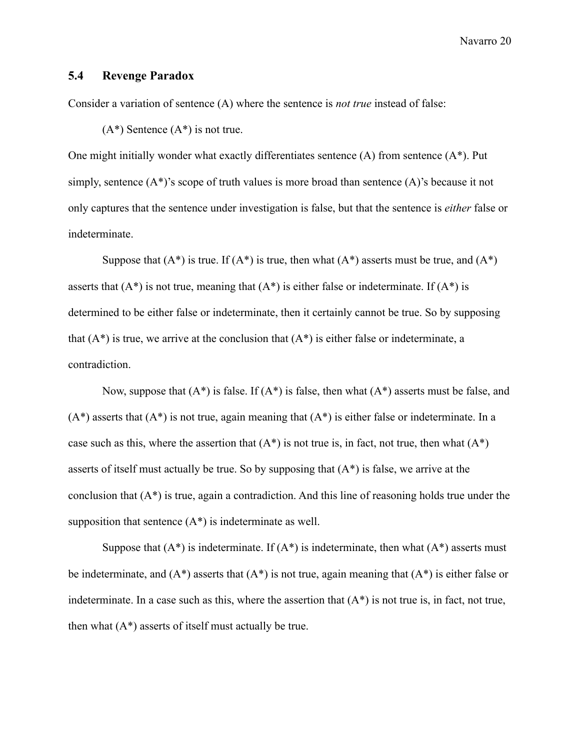## 5.4 Revenge Paradox

Consider a variation of sentence (A) where the sentence is *not true* instead of false:

(A*) Sentence (A*) is not true.

One might initially wonder what exactly differentiates sentence (A) from sentence (A*). Put simply, sentence (A*)'s scope of truth values is more broad than sentence (A)'s because it not only captures that the sentence under investigation is false, but that the sentence is *either* false or indeterminate.

Suppose that (A*) is true. If (A*) is true, then what (A*) asserts must be true, and (A*) asserts that (A*) is not true, meaning that (A*) is either false or indeterminate. If (A*) is determined to be either false or indeterminate, then it certainly cannot be true. So by supposing that (A*) is true, we arrive at the conclusion that (A*) is either false or indeterminate, a contradiction.

Now, suppose that (A*) is false. If (A*) is false, then what (A*) asserts must be false, and (A*) asserts that (A*) is not true, again meaning that (A*) is either false or indeterminate. In a case such as this, where the assertion that (A*) is not true is, in fact, not true, then what (A*) asserts of itself must actually be true. So by supposing that (A*) is false, we arrive at the conclusion that (A*) is true, again a contradiction. And this line of reasoning holds true under the supposition that sentence (A*) is indeterminate as well.

Suppose that (A*) is indeterminate. If (A*) is indeterminate, then what (A*) asserts must be indeterminate, and (A*) asserts that (A*) is not true, again meaning that (A*) is either false or indeterminate. In a case such as this, where the assertion that (A*) is not true is, in fact, not true, then what (A*) asserts of itself must actually be true.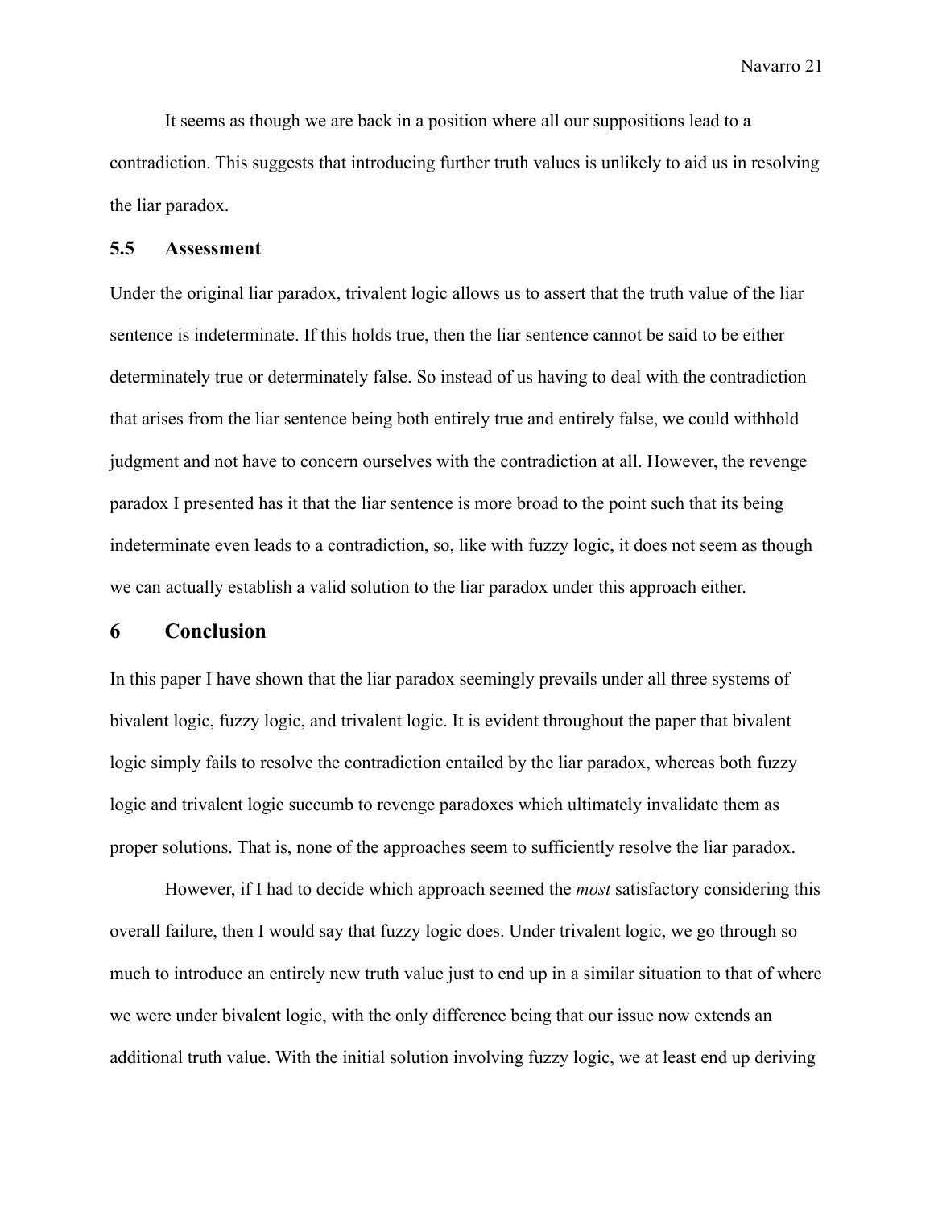It seems as though we are back in a position where all our suppositions lead to a contradiction. This suggests that introducing further truth values is unlikely to aid us in resolving the liar paradox.

### 5.5 Assessment

Under the original liar paradox, trivalent logic allows us to assert that the truth value of the liar sentence is indeterminate. If this holds true, then the liar sentence cannot be said to be either determinately true or determinately false. So instead of us having to deal with the contradiction that arises from the liar sentence being both entirely true and entirely false, we could withhold judgment and not have to concern ourselves with the contradiction at all. However, the revenge paradox I presented has it that the liar sentence is more broad to the point such that its being indeterminate even leads to a contradiction, so, like with fuzzy logic, it does not seem as though we can actually establish a valid solution to the liar paradox under this approach either.

## 6 Conclusion

In this paper I have shown that the liar paradox seemingly prevails under all three systems of bivalent logic, fuzzy logic, and trivalent logic. It is evident throughout the paper that bivalent logic simply fails to resolve the contradiction entailed by the liar paradox, whereas both fuzzy logic and trivalent logic succumb to revenge paradoxes which ultimately invalidate them as proper solutions. That is, none of the approaches seem to sufficiently resolve the liar paradox.

However, if I had to decide which approach seemed the *most* satisfactory considering this overall failure, then I would say that fuzzy logic does. Under trivalent logic, we go through so much to introduce an entirely new truth value just to end up in a similar situation to that of where we were under bivalent logic, with the only difference being that our issue now extends an additional truth value. With the initial solution involving fuzzy logic, we at least end up deriving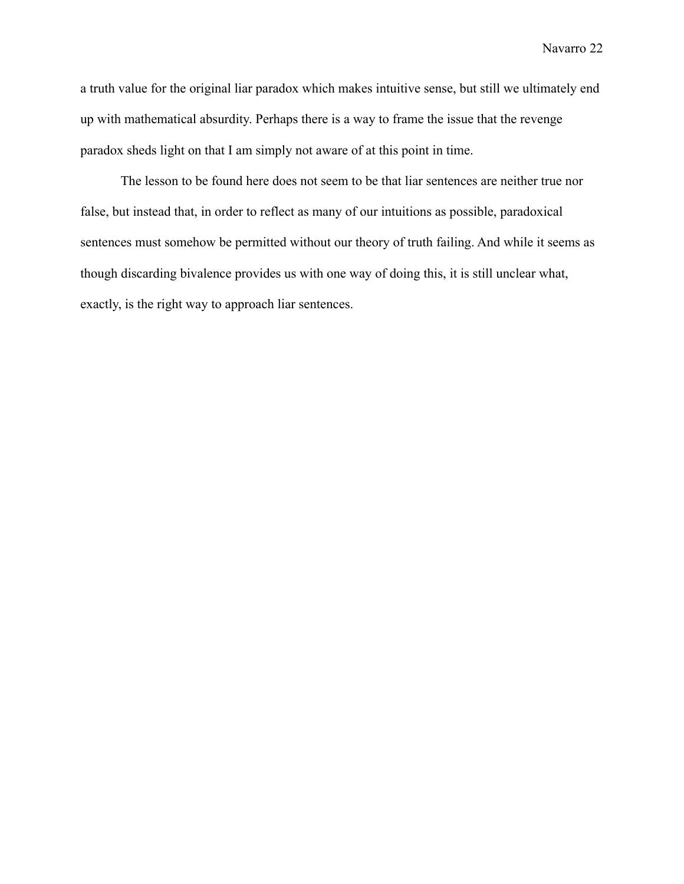a truth value for the original liar paradox which makes intuitive sense, but still we ultimately end up with mathematical absurdity. Perhaps there is a way to frame the issue that the revenge paradox sheds light on that I am simply not aware of at this point in time.

The lesson to be found here does not seem to be that liar sentences are neither true nor false, but instead that, in order to reflect as many of our intuitions as possible, paradoxical sentences must somehow be permitted without our theory of truth failing. And while it seems as though discarding bivalence provides us with one way of doing this, it is still unclear what, exactly, is the right way to approach liar sentences.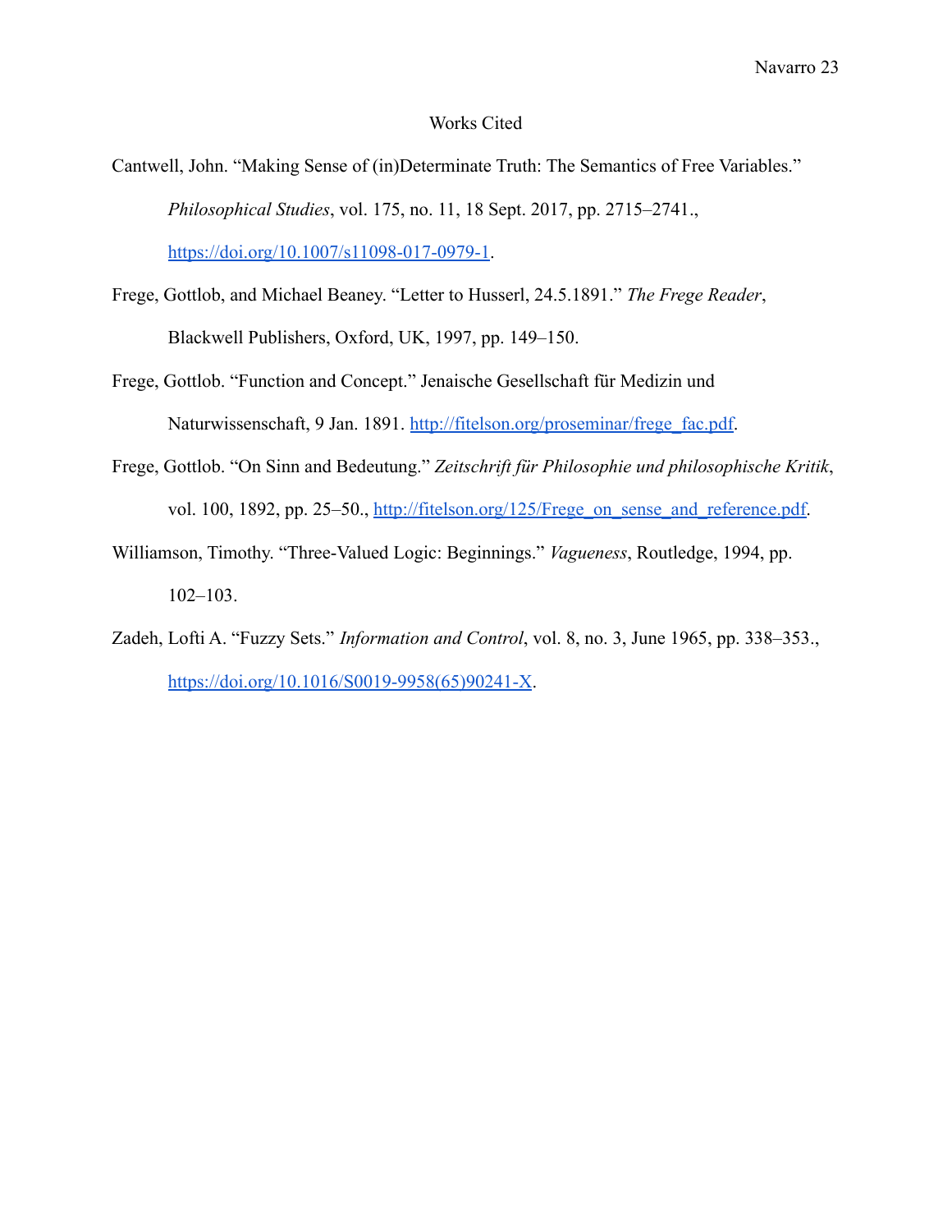# Works Cited

Cantwell, John. "Making Sense of (in)Determinate Truth: The Semantics of Free Variables." *Philosophical Studies*, vol. 175, no. 11, 18 Sept. 2017, pp. 2715–2741., https://doi.org/10.1007/s11098-017-0979-1.

Frege, Gottlob, and Michael Beaney. "Letter to Husserl, 24.5.1891." *The Frege Reader*, Blackwell Publishers, Oxford, UK, 1997, pp. 149–150.

Frege, Gottlob. "Function and Concept." Jenaische Gesellschaft für Medizin und Naturwissenschaft, 9 Jan. 1891. http://fitelson.org/proseminar/frege_fac.pdf.

Frege, Gottlob. "On Sinn and Bedeutung." *Zeitschrift für Philosophie und philosophische Kritik*, vol. 100, 1892, pp. 25–50., http://fitelson.org/125/Frege_on_sense_and_reference.pdf.

Williamson, Timothy. "Three-Valued Logic: Beginnings." *Vagueness*, Routledge, 1994, pp. 102–103.

Zadeh, Lofti A. "Fuzzy Sets." *Information and Control*, vol. 8, no. 3, June 1965, pp. 338–353., https://doi.org/10.1016/S0019-9958(65)90241-X.